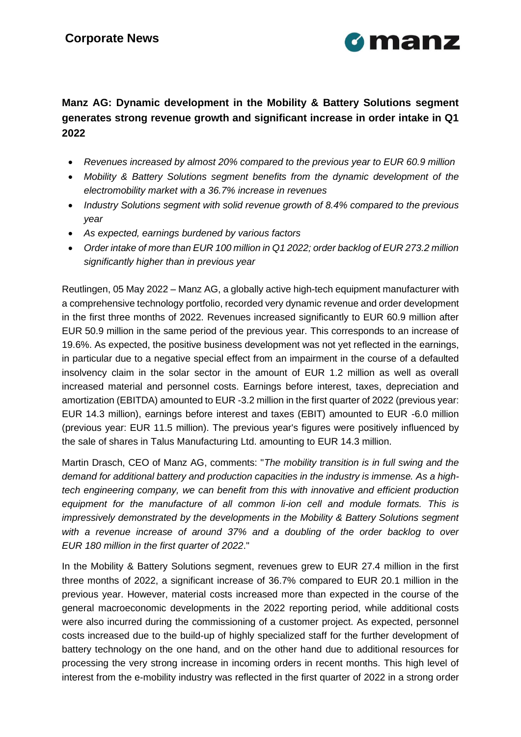**Corporate News**

# Manz AG: Dynamic development in the Mobility & Battery Solutions segment generates strong revenue growth and significant increase in order intake in Q1 2022

- *Revenues increased by almost 20% compared to the previous year to EUR 60.9 million*
- *Mobility & Battery Solutions segment benefits from the dynamic development of the electromobility market with a 36.7% increase in revenues*
- *Industry Solutions segment with solid revenue growth of 8.4% compared to the previous year*
- *As expected, earnings burdened by various factors*
- *Order intake of more than EUR 100 million in Q1 2022; order backlog of EUR 273.2 million significantly higher than in previous year*

Reutlingen, 05 May 2022 – Manz AG, a globally active high-tech equipment manufacturer with a comprehensive technology portfolio, recorded very dynamic revenue and order development in the first three months of 2022. Revenues increased significantly to EUR 60.9 million after EUR 50.9 million in the same period of the previous year. This corresponds to an increase of 19.6%. As expected, the positive business development was not yet reflected in the earnings, in particular due to a negative special effect from an impairment in the course of a defaulted insolvency claim in the solar sector in the amount of EUR 1.2 million as well as overall increased material and personnel costs. Earnings before interest, taxes, depreciation and amortization (EBITDA) amounted to EUR -3.2 million in the first quarter of 2022 (previous year: EUR 14.3 million), earnings before interest and taxes (EBIT) amounted to EUR -6.0 million (previous year: EUR 11.5 million). The previous year's figures were positively influenced by the sale of shares in Talus Manufacturing Ltd. amounting to EUR 14.3 million.

Martin Drasch, CEO of Manz AG, comments: "*The mobility transition is in full swing and the demand for additional battery and production capacities in the industry is immense. As a high-tech engineering company, we can benefit from this with innovative and efficient production equipment for the manufacture of all common li-ion cell and module formats. This is impressively demonstrated by the developments in the Mobility & Battery Solutions segment with a revenue increase of around 37% and a doubling of the order backlog to over EUR 180 million in the first quarter of 2022*."

In the Mobility & Battery Solutions segment, revenues grew to EUR 27.4 million in the first three months of 2022, a significant increase of 36.7% compared to EUR 20.1 million in the previous year. However, material costs increased more than expected in the course of the general macroeconomic developments in the 2022 reporting period, while additional costs were also incurred during the commissioning of a customer project. As expected, personnel costs increased due to the build-up of highly specialized staff for the further development of battery technology on the one hand, and on the other hand due to additional resources for processing the very strong increase in incoming orders in recent months. This high level of interest from the e-mobility industry was reflected in the first quarter of 2022 in a strong order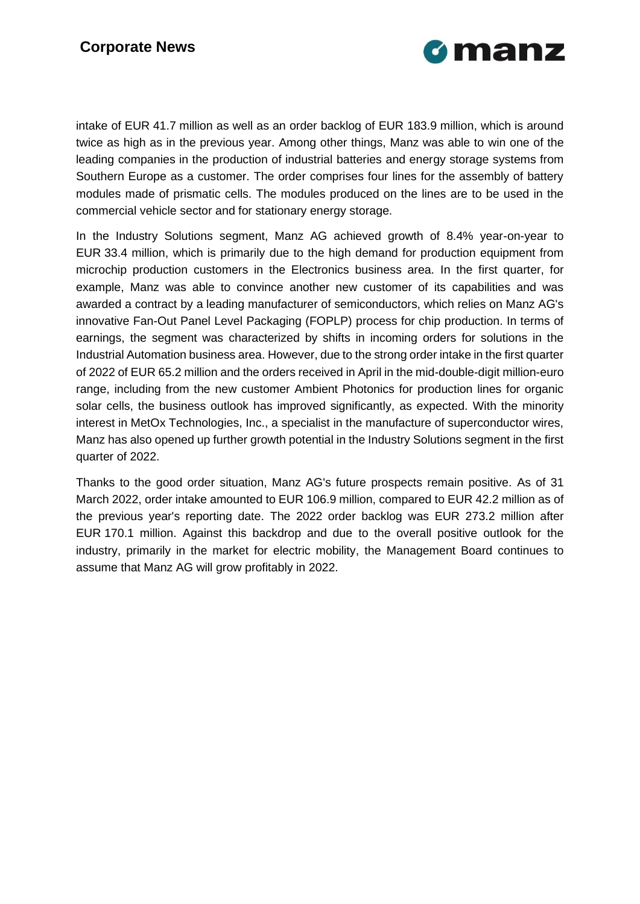intake of EUR 41.7 million as well as an order backlog of EUR 183.9 million, which is around twice as high as in the previous year. Among other things, Manz was able to win one of the leading companies in the production of industrial batteries and energy storage systems from Southern Europe as a customer. The order comprises four lines for the assembly of battery modules made of prismatic cells. The modules produced on the lines are to be used in the commercial vehicle sector and for stationary energy storage.

In the Industry Solutions segment, Manz AG achieved growth of 8.4% year-on-year to EUR 33.4 million, which is primarily due to the high demand for production equipment from microchip production customers in the Electronics business area. In the first quarter, for example, Manz was able to convince another new customer of its capabilities and was awarded a contract by a leading manufacturer of semiconductors, which relies on Manz AG's innovative Fan-Out Panel Level Packaging (FOPLP) process for chip production. In terms of earnings, the segment was characterized by shifts in incoming orders for solutions in the Industrial Automation business area. However, due to the strong order intake in the first quarter of 2022 of EUR 65.2 million and the orders received in April in the mid-double-digit million-euro range, including from the new customer Ambient Photonics for production lines for organic solar cells, the business outlook has improved significantly, as expected. With the minority interest in MetOx Technologies, Inc., a specialist in the manufacture of superconductor wires, Manz has also opened up further growth potential in the Industry Solutions segment in the first quarter of 2022.

Thanks to the good order situation, Manz AG's future prospects remain positive. As of 31 March 2022, order intake amounted to EUR 106.9 million, compared to EUR 42.2 million as of the previous year's reporting date. The 2022 order backlog was EUR 273.2 million after EUR 170.1 million. Against this backdrop and due to the overall positive outlook for the industry, primarily in the market for electric mobility, the Management Board continues to assume that Manz AG will grow profitably in 2022.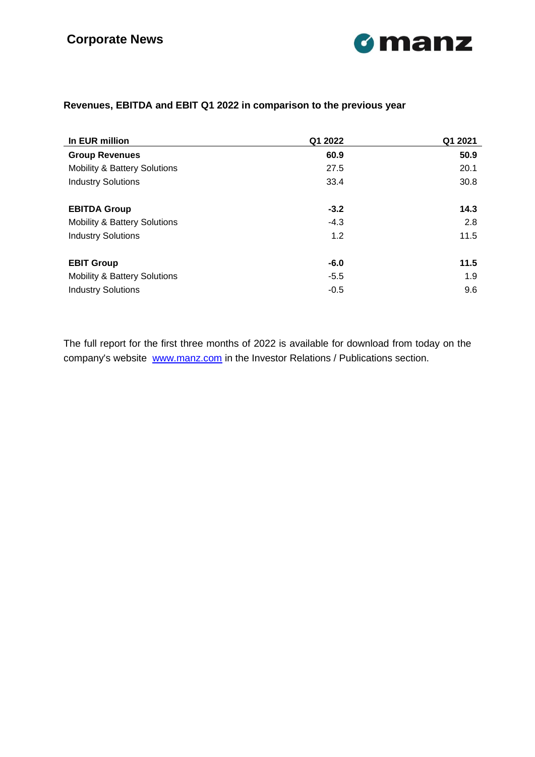**Revenues, EBITDA and EBIT Q1 2022 in comparison to the previous year**

| In EUR million | Q1 2022 | Q1 2021 |
|---|---|---|
| **Group Revenues** | **60.9** | **50.9** |
| Mobility & Battery Solutions | 27.5 | 20.1 |
| Industry Solutions | 33.4 | 30.8 |
| | | |
| **EBITDA Group** | **-3.2** | **14.3** |
| Mobility & Battery Solutions | -4.3 | 2.8 |
| Industry Solutions | 1.2 | 11.5 |
| | | |
| **EBIT Group** | **-6.0** | **11.5** |
| Mobility & Battery Solutions | -5.5 | 1.9 |
| Industry Solutions | -0.5 | 9.6 |

The full report for the first three months of 2022 is available for download from today on the company's website [www.manz.com](http://www.manz.com) in the Investor Relations / Publications section.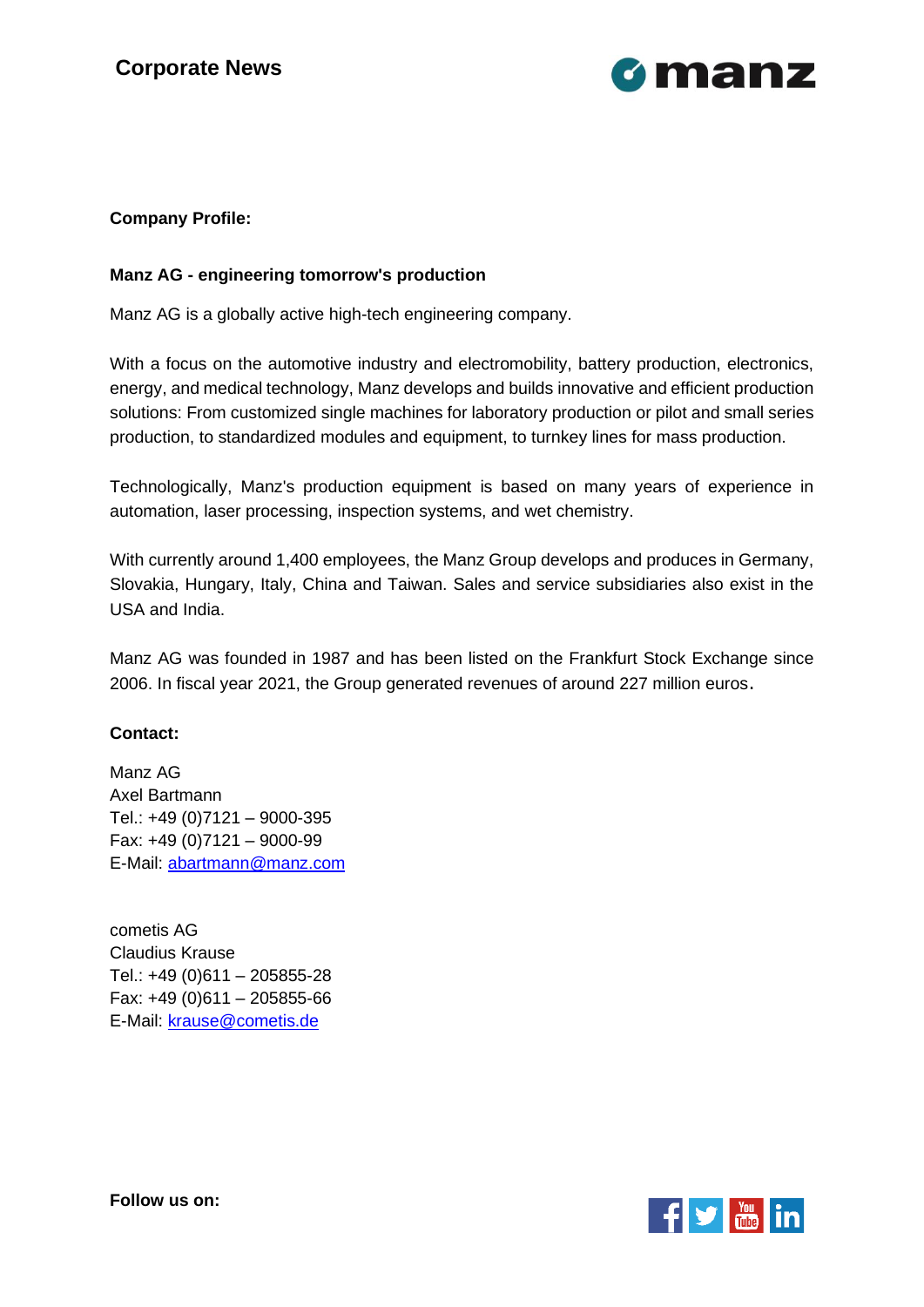**Company Profile:**

**Manz AG - engineering tomorrow's production**

Manz AG is a globally active high-tech engineering company.

With a focus on the automotive industry and electromobility, battery production, electronics, energy, and medical technology, Manz develops and builds innovative and efficient production solutions: From customized single machines for laboratory production or pilot and small series production, to standardized modules and equipment, to turnkey lines for mass production.

Technologically, Manz's production equipment is based on many years of experience in automation, laser processing, inspection systems, and wet chemistry.

With currently around 1,400 employees, the Manz Group develops and produces in Germany, Slovakia, Hungary, Italy, China and Taiwan. Sales and service subsidiaries also exist in the USA and India.

Manz AG was founded in 1987 and has been listed on the Frankfurt Stock Exchange since 2006. In fiscal year 2021, the Group generated revenues of around 227 million euros.

**Contact:**

Manz AG
Axel Bartmann
Tel.: +49 (0)7121 – 9000-395
Fax: +49 (0)7121 – 9000-99
E-Mail: abartmann@manz.com

cometis AG
Claudius Krause
Tel.: +49 (0)611 – 205855-28
Fax: +49 (0)611 – 205855-66
E-Mail: krause@cometis.de

**Follow us on:**